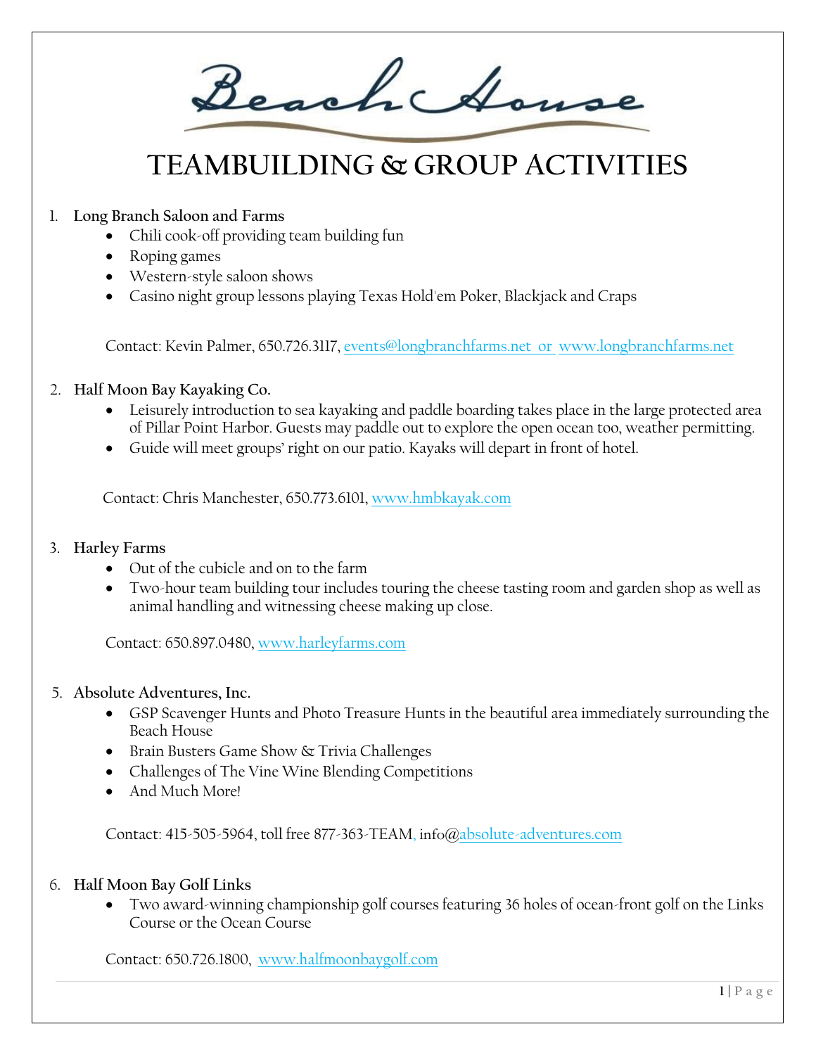# Beach House

## TEAMBUILDING & GROUP ACTIVITIES

1. **Long Branch Saloon and Farms**
   - Chili cook-off providing team building fun
   - Roping games
   - Western-style saloon shows
   - Casino night group lessons playing Texas Hold'em Poker, Blackjack and Craps

   Contact: Kevin Palmer, 650.726.3117, events@longbranchfarms.net or www.longbranchfarms.net

2. **Half Moon Bay Kayaking Co.**
   - Leisurely introduction to sea kayaking and paddle boarding takes place in the large protected area of Pillar Point Harbor. Guests may paddle out to explore the open ocean too, weather permitting.
   - Guide will meet groups' right on our patio. Kayaks will depart in front of hotel.

   Contact: Chris Manchester, 650.773.6101, www.hmbkayak.com

3. **Harley Farms**
   - Out of the cubicle and on to the farm
   - Two-hour team building tour includes touring the cheese tasting room and garden shop as well as animal handling and witnessing cheese making up close.

   Contact: 650.897.0480, www.harleyfarms.com

5. **Absolute Adventures, Inc.**
   - GSP Scavenger Hunts and Photo Treasure Hunts in the beautiful area immediately surrounding the Beach House
   - Brain Busters Game Show & Trivia Challenges
   - Challenges of The Vine Wine Blending Competitions
   - And Much More!

   Contact: 415-505-5964, toll free 877-363-TEAM, info@absolute-adventures.com

6. **Half Moon Bay Golf Links**
   - Two award-winning championship golf courses featuring 36 holes of ocean-front golf on the Links Course or the Ocean Course

   Contact: 650.726.1800, www.halfmoonbaygolf.com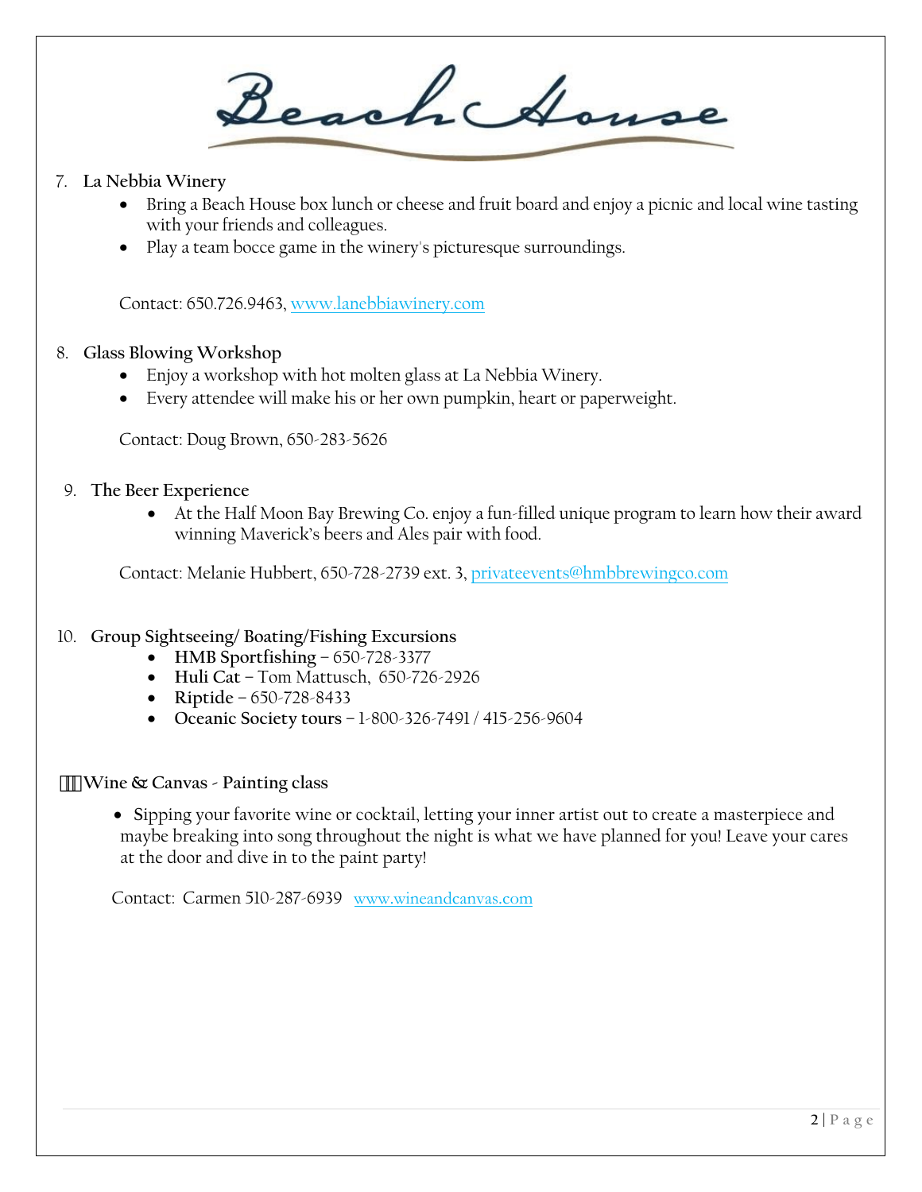7. **La Nebbia Winery**
    - Bring a Beach House box lunch or cheese and fruit board and enjoy a picnic and local wine tasting with your friends and colleagues.
    - Play a team bocce game in the winery's picturesque surroundings.

    Contact: 650.726.9463, www.lanebbiawinery.com

8. **Glass Blowing Workshop**
    - Enjoy a workshop with hot molten glass at La Nebbia Winery.
    - Every attendee will make his or her own pumpkin, heart or paperweight.

    Contact: Doug Brown, 650-283-5626

9. **The Beer Experience**
    - At the Half Moon Bay Brewing Co. enjoy a fun-filled unique program to learn how their award winning Maverick's beers and Ales pair with food.

    Contact: Melanie Hubbert, 650-728-2739 ext. 3, privateevents@hmbbrewingco.com

10. **Group Sightseeing/ Boating/Fishing Excursions**
    - **HMB Sportfishing** – 650-728-3377
    - **Huli Cat** – Tom Mattusch, 650-726-2926
    - **Riptide** – 650-728-8433
    - **Oceanic Society tours** – 1-800-326-7491 / 415-256-9604

11. **Wine & Canvas - Painting class**
    - **S**ipping your favorite wine or cocktail, letting your inner artist out to create a masterpiece and maybe breaking into song throughout the night is what we have planned for you! Leave your cares at the door and dive in to the paint party!

    Contact: Carmen 510-287-6939 www.wineandcanvas.com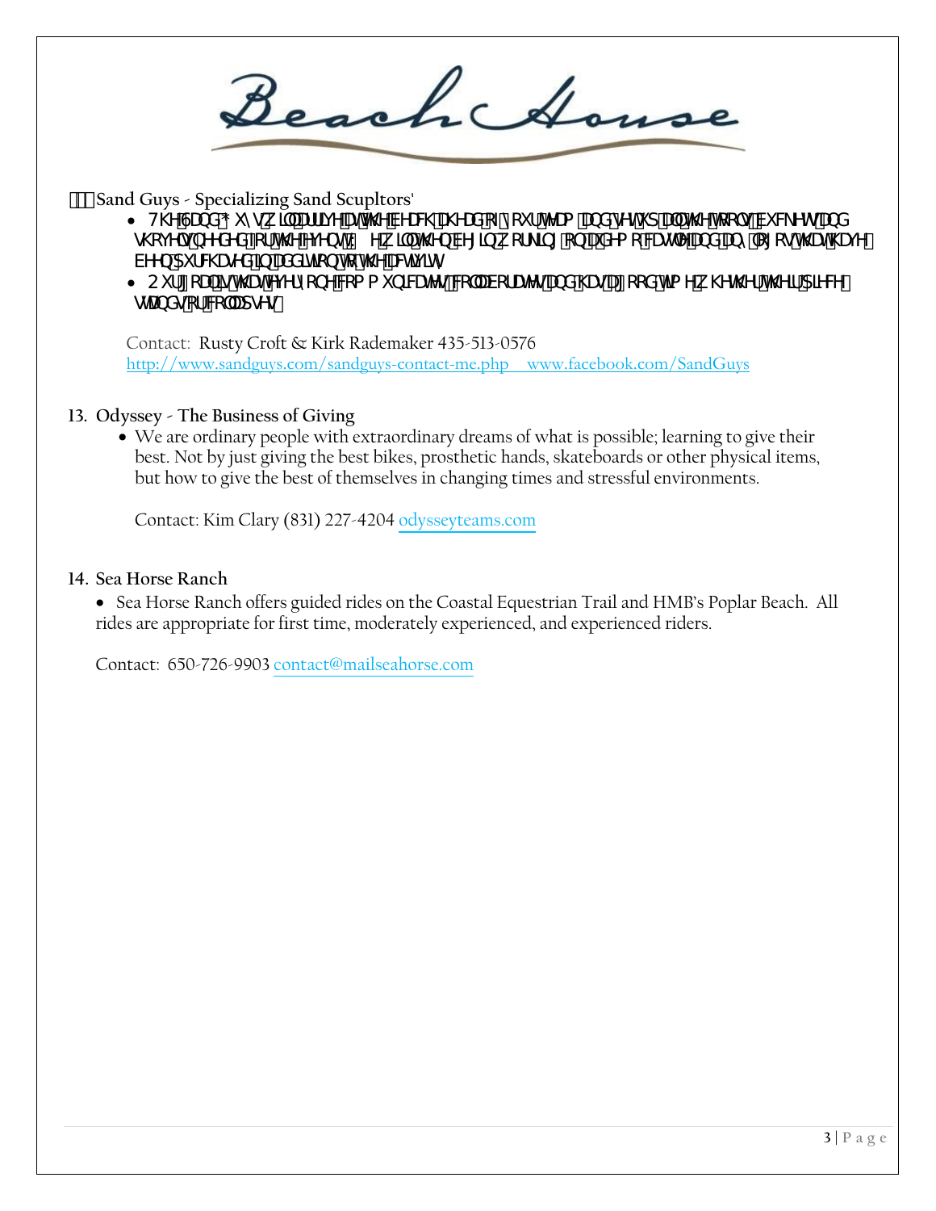12. **Sand Guys - Specializing Sand Scupltors'**

- The Sand Guys will arrive at the beach ahead of your time and set up all the tools, buckets and shovels needed for the events. We will then begin working on a demo castle and any logos that have been Purchased in addition to the activity.
- Our goal is that everyone communicates, collaborates and has a good time whether their piece stands or collapses.

Contact: Rusty Croft & Kirk Rademaker 435-513-0576
http://www.sandguys.com/sandguys-contact-me.php www.facebook.com/SandGuys

13. **Odyssey - The Business of Giving**

- We are ordinary people with extraordinary dreams of what is possible; learning to give their best. Not by just giving the best bikes, prosthetic hands, skateboards or other physical items, but how to give the best of themselves in changing times and stressful environments.

Contact: Kim Clary (831) 227-4204 odysseyteams.com

14. **Sea Horse Ranch**

- Sea Horse Ranch offers guided rides on the Coastal Equestrian Trail and HMB's Poplar Beach. All rides are appropriate for first time, moderately experienced, and experienced riders.

Contact: 650-726-9903 contact@mailseahorse.com